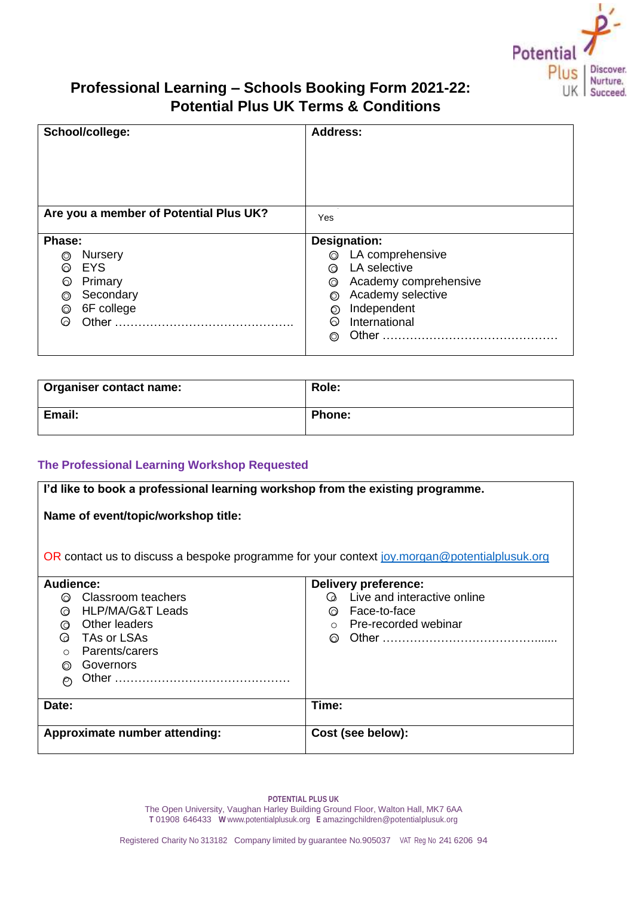# Professional Learning – Schools Booking Form 2021-22: Potential Plus UK Terms & Conditions

| **School/college:** | **Address:** |
|---|---|
| **Are you a member of Potential Plus UK?** | Yes |
| **Phase:**<br>◎ Nursery<br>◎ EYS<br>◎ Primary<br>◎ Secondary<br>◎ 6F college<br>◎ Other ……………………………………… | **Designation:**<br>◎ LA comprehensive<br>◎ LA selective<br>◎ Academy comprehensive<br>◎ Academy selective<br>◎ Independent<br>◎ International<br>◎ Other ……………………………………… |

| **Organiser contact name:** | **Role:** |
|---|---|
| **Email:** | **Phone:** |

## The Professional Learning Workshop Requested

| **I'd like to book a professional learning workshop from the existing programme.**<br><br>**Name of event/topic/workshop title:**<br><br>OR contact us to discuss a bespoke programme for your context joy.morgan@potentialplusuk.org | |
|---|---|
| **Audience:**<br>◎ Classroom teachers<br>◎ HLP/MA/G&T Leads<br>◎ Other leaders<br>◎ TAs or LSAs<br>○ Parents/carers<br>◎ Governors<br>◎ Other ……………………………………… | **Delivery preference:**<br>◎ Live and interactive online<br>◎ Face-to-face<br>○ Pre-recorded webinar<br>◎ Other ……………………………………...... |
| **Date:** | **Time:** |
| **Approximate number attending:** | **Cost (see below):** |

POTENTIAL PLUS UK
The Open University, Vaughan Harley Building Ground Floor, Walton Hall, MK7 6AA
T 01908 646433 W www.potentialplusuk.org E amazingchildren@potentialplusuk.org

Registered Charity No 313182 Company limited by guarantee No.905037 VAT Reg No 241 6206 94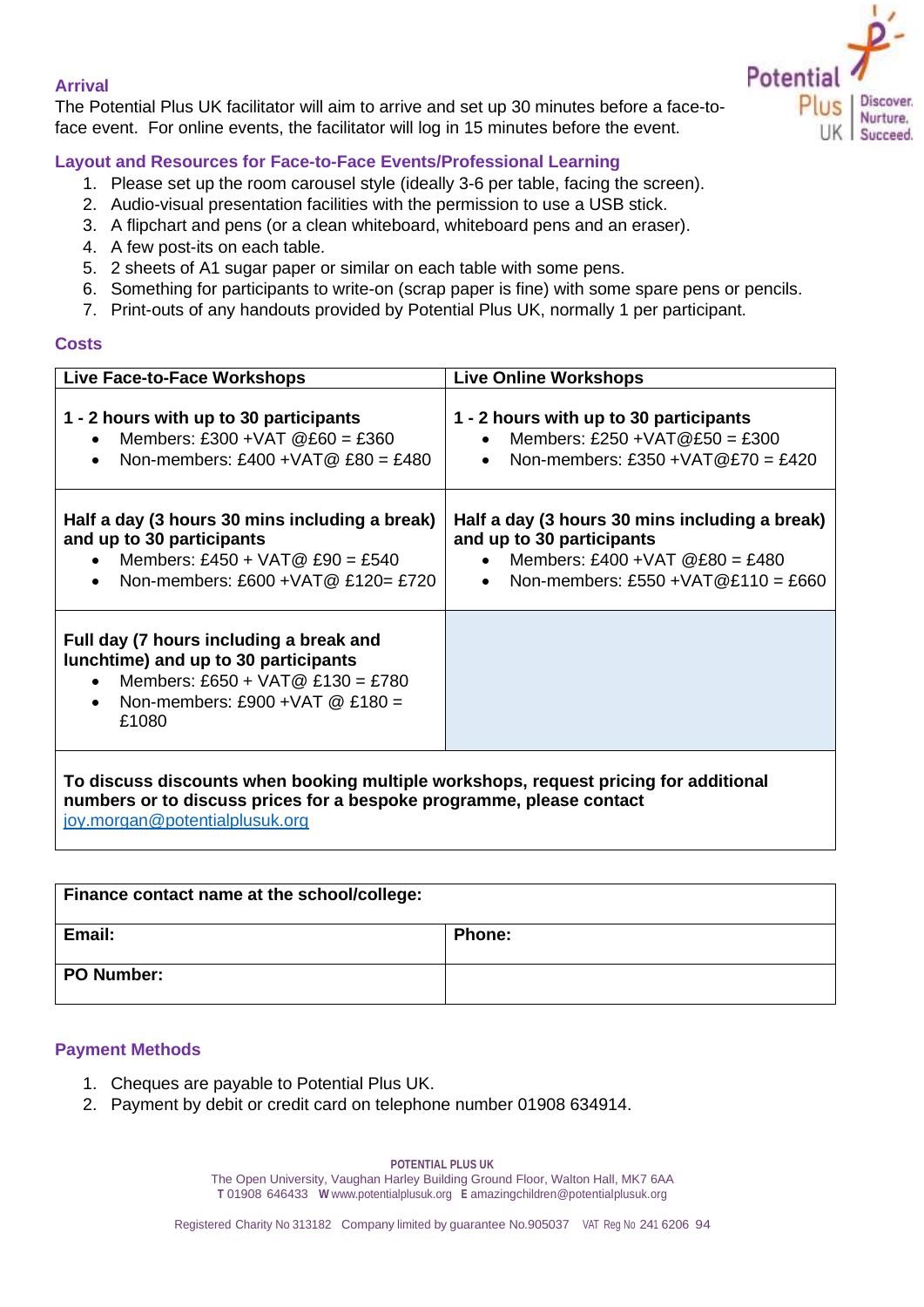### Arrival

The Potential Plus UK facilitator will aim to arrive and set up 30 minutes before a face-to-face event. For online events, the facilitator will log in 15 minutes before the event.

### Layout and Resources for Face-to-Face Events/Professional Learning

1. Please set up the room carousel style (ideally 3-6 per table, facing the screen).
2. Audio-visual presentation facilities with the permission to use a USB stick.
3. A flipchart and pens (or a clean whiteboard, whiteboard pens and an eraser).
4. A few post-its on each table.
5. 2 sheets of A1 sugar paper or similar on each table with some pens.
6. Something for participants to write-on (scrap paper is fine) with some spare pens or pencils.
7. Print-outs of any handouts provided by Potential Plus UK, normally 1 per participant.

### Costs

| Live Face-to-Face Workshops | Live Online Workshops |
|---|---|
| **1 - 2 hours with up to 30 participants**<br>• Members: £300 +VAT @£60 = £360<br>• Non-members: £400 +VAT@ £80 = £480 | **1 - 2 hours with up to 30 participants**<br>• Members: £250 +VAT@£50 = £300<br>• Non-members: £350 +VAT@£70 = £420 |
| **Half a day (3 hours 30 mins including a break) and up to 30 participants**<br>• Members: £450 + VAT@ £90 = £540<br>• Non-members: £600 +VAT@ £120= £720 | **Half a day (3 hours 30 mins including a break) and up to 30 participants**<br>• Members: £400 +VAT @£80 = £480<br>• Non-members: £550 +VAT@£110 = £660 |
| **Full day (7 hours including a break and lunchtime) and up to 30 participants**<br>• Members: £650 + VAT@ £130 = £780<br>• Non-members: £900 +VAT @ £180 = £1080 | |
| **To discuss discounts when booking multiple workshops, request pricing for additional numbers or to discuss prices for a bespoke programme, please contact** joy.morgan@potentialplusuk.org | |

| Finance contact name at the school/college: | |
|---|---|
| **Email:** | **Phone:** |
| **PO Number:** | |

### Payment Methods

1. Cheques are payable to Potential Plus UK.
2. Payment by debit or credit card on telephone number 01908 634914.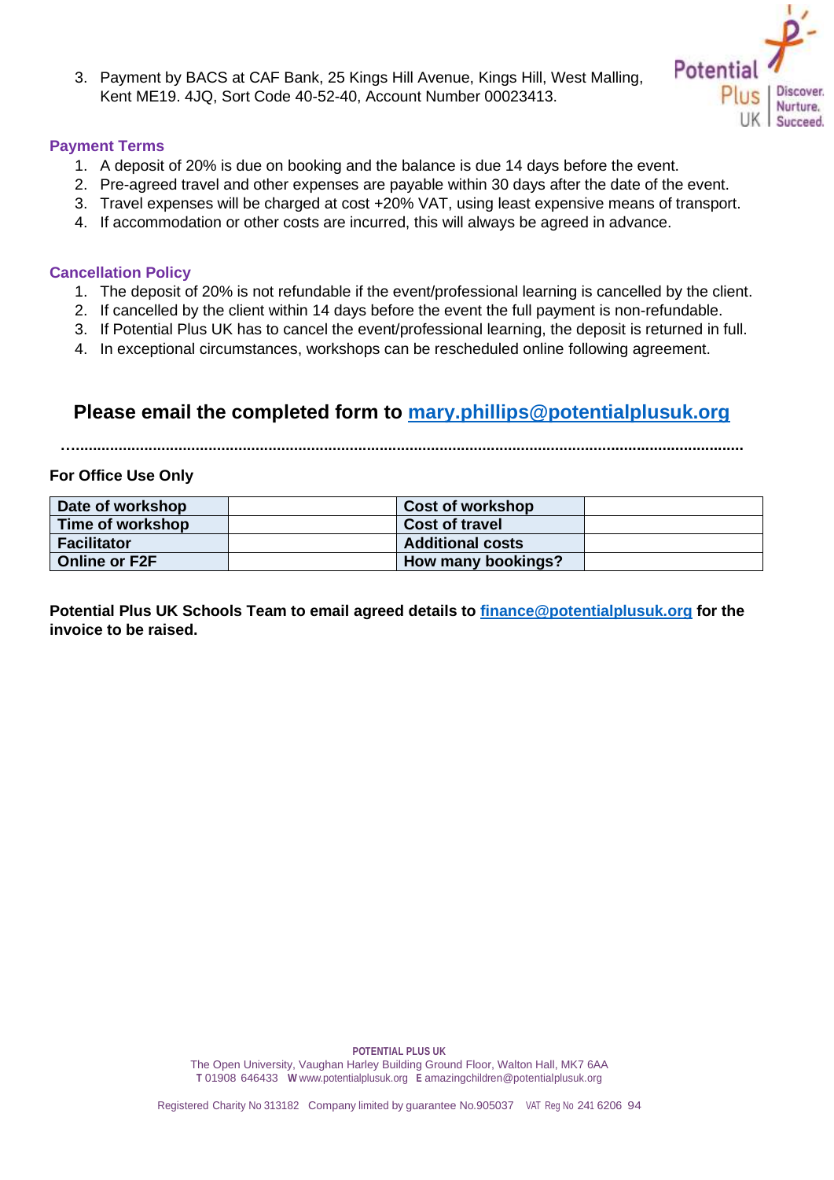3. Payment by BACS at CAF Bank, 25 Kings Hill Avenue, Kings Hill, West Malling, Kent ME19. 4JQ, Sort Code 40-52-40, Account Number 00023413.

### Payment Terms

1. A deposit of 20% is due on booking and the balance is due 14 days before the event.
2. Pre-agreed travel and other expenses are payable within 30 days after the date of the event.
3. Travel expenses will be charged at cost +20% VAT, using least expensive means of transport.
4. If accommodation or other costs are incurred, this will always be agreed in advance.

### Cancellation Policy

1. The deposit of 20% is not refundable if the event/professional learning is cancelled by the client.
2. If cancelled by the client within 14 days before the event the full payment is non-refundable.
3. If Potential Plus UK has to cancel the event/professional learning, the deposit is returned in full.
4. In exceptional circumstances, workshops can be rescheduled online following agreement.

## Please email the completed form to mary.phillips@potentialplusuk.org

…………………………………………………………………………………………………………………………………………

**For Office Use Only**

| | | | |
|---|---|---|---|
| **Date of workshop** | | **Cost of workshop** | |
| **Time of workshop** | | **Cost of travel** | |
| **Facilitator** | | **Additional costs** | |
| **Online or F2F** | | **How many bookings?** | |

**Potential Plus UK Schools Team to email agreed details to finance@potentialplusuk.org for the invoice to be raised.**

POTENTIAL PLUS UK
The Open University, Vaughan Harley Building Ground Floor, Walton Hall, MK7 6AA
T 01908 646433 W www.potentialplusuk.org E amazingchildren@potentialplusuk.org

Registered Charity No 313182 Company limited by guarantee No.905037 VAT Reg No 241 6206 94